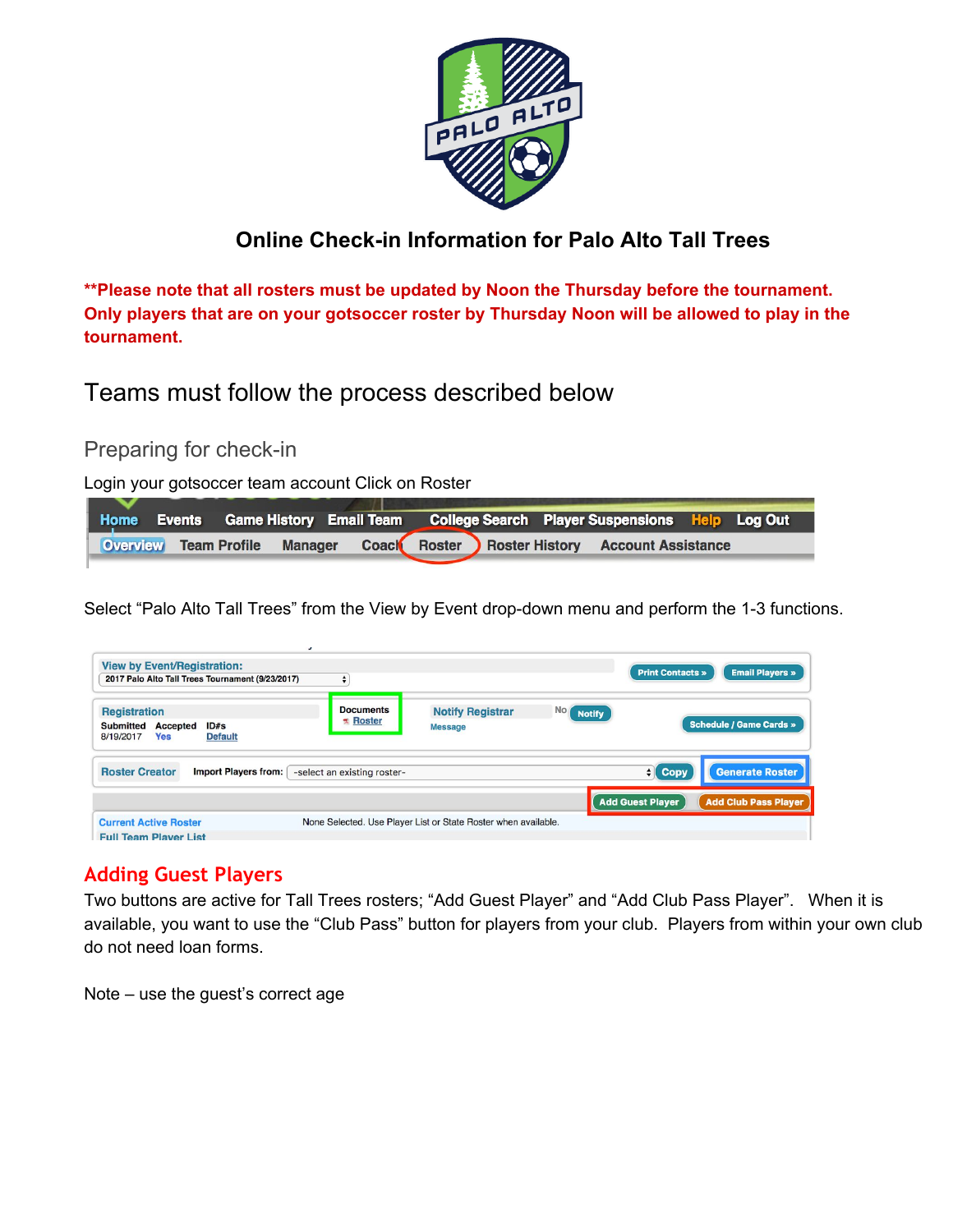# Online Check-in Information for Palo Alto Tall Trees

**\*\*Please note that all rosters must be updated by Noon the Thursday before the tournament. Only players that are on your gotsoccer roster by Thursday Noon will be allowed to play in the tournament.**

## Teams must follow the process described below

### Preparing for check-in

Login your gotsoccer team account Click on Roster

Select "Palo Alto Tall Trees" from the View by Event drop-down menu and perform the 1-3 functions.

## Adding Guest Players

Two buttons are active for Tall Trees rosters; "Add Guest Player" and "Add Club Pass Player". When it is available, you want to use the "Club Pass" button for players from your club. Players from within your own club do not need loan forms.

Note – use the guest's correct age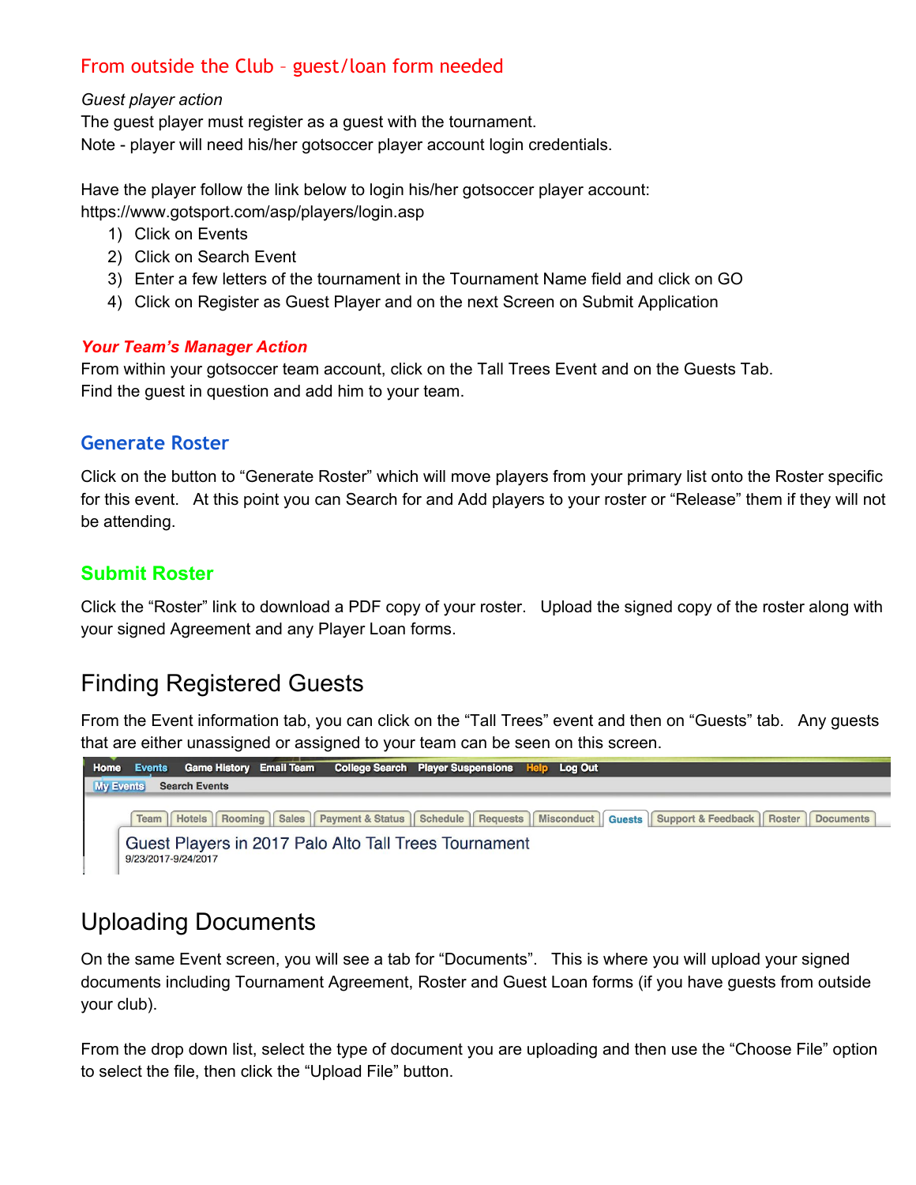## From outside the Club – guest/loan form needed

*Guest player action*

The guest player must register as a guest with the tournament.
Note - player will need his/her gotsoccer player account login credentials.

Have the player follow the link below to login his/her gotsoccer player account:
https://www.gotsport.com/asp/players/login.asp

1) Click on Events
2) Click on Search Event
3) Enter a few letters of the tournament in the Tournament Name field and click on GO
4) Click on Register as Guest Player and on the next Screen on Submit Application

***Your Team's Manager Action***

From within your gotsoccer team account, click on the Tall Trees Event and on the Guests Tab.
Find the guest in question and add him to your team.

## Generate Roster

Click on the button to "Generate Roster" which will move players from your primary list onto the Roster specific for this event. At this point you can Search for and Add players to your roster or "Release" them if they will not be attending.

## Submit Roster

Click the "Roster" link to download a PDF copy of your roster. Upload the signed copy of the roster along with your signed Agreement and any Player Loan forms.

# Finding Registered Guests

From the Event information tab, you can click on the "Tall Trees" event and then on "Guests" tab. Any guests that are either unassigned or assigned to your team can be seen on this screen.

Home Events Game History Email Team College Search Player Suspensions Help Log Out

My Events Search Events

Team | Hotels | Rooming | Sales | Payment & Status | Schedule | Requests | Misconduct | Guests | Support & Feedback | Roster | Documents

Guest Players in 2017 Palo Alto Tall Trees Tournament
9/23/2017-9/24/2017

# Uploading Documents

On the same Event screen, you will see a tab for "Documents". This is where you will upload your signed documents including Tournament Agreement, Roster and Guest Loan forms (if you have guests from outside your club).

From the drop down list, select the type of document you are uploading and then use the "Choose File" option to select the file, then click the "Upload File" button.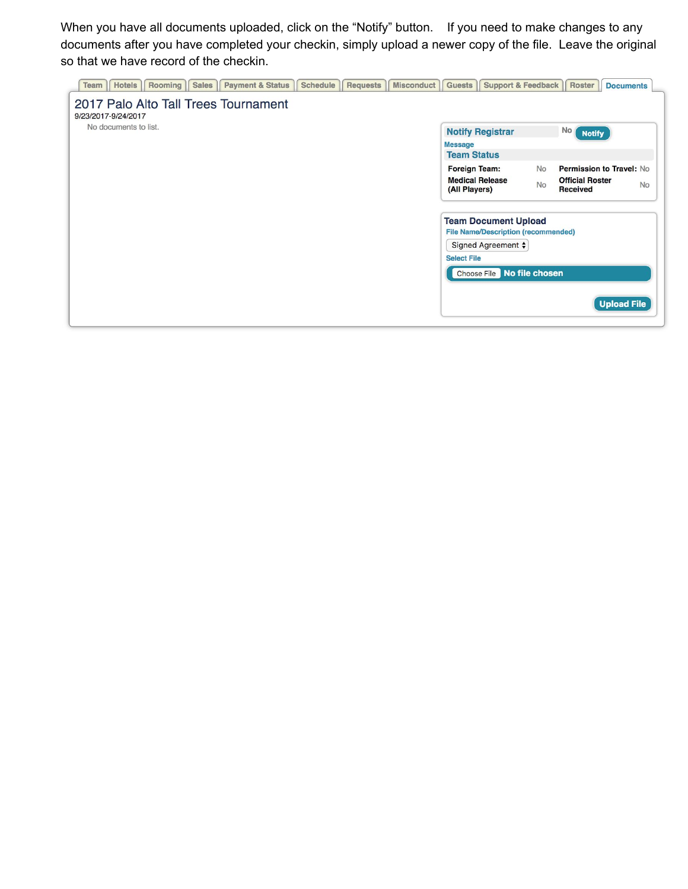When you have all documents uploaded, click on the “Notify” button. If you need to make changes to any documents after you have completed your checkin, simply upload a newer copy of the file. Leave the original so that we have record of the checkin.

Team | Hotels | Rooming | Sales | Payment & Status | Schedule | Requests | Misconduct | Guests | Support & Feedback | Roster | Documents

2017 Palo Alto Tall Trees Tournament

9/23/2017-9/24/2017

No documents to list.

Notify Registrar No Notify

Message

Team Status

| | | | |
|---|---|---|---|
| Foreign Team: | No | Permission to Travel: | No |
| Medical Release (All Players) | No | Official Roster Received | No |

Team Document Upload

File Name/Description (recommended)

Signed Agreement

Select File

Choose File No file chosen

Upload File